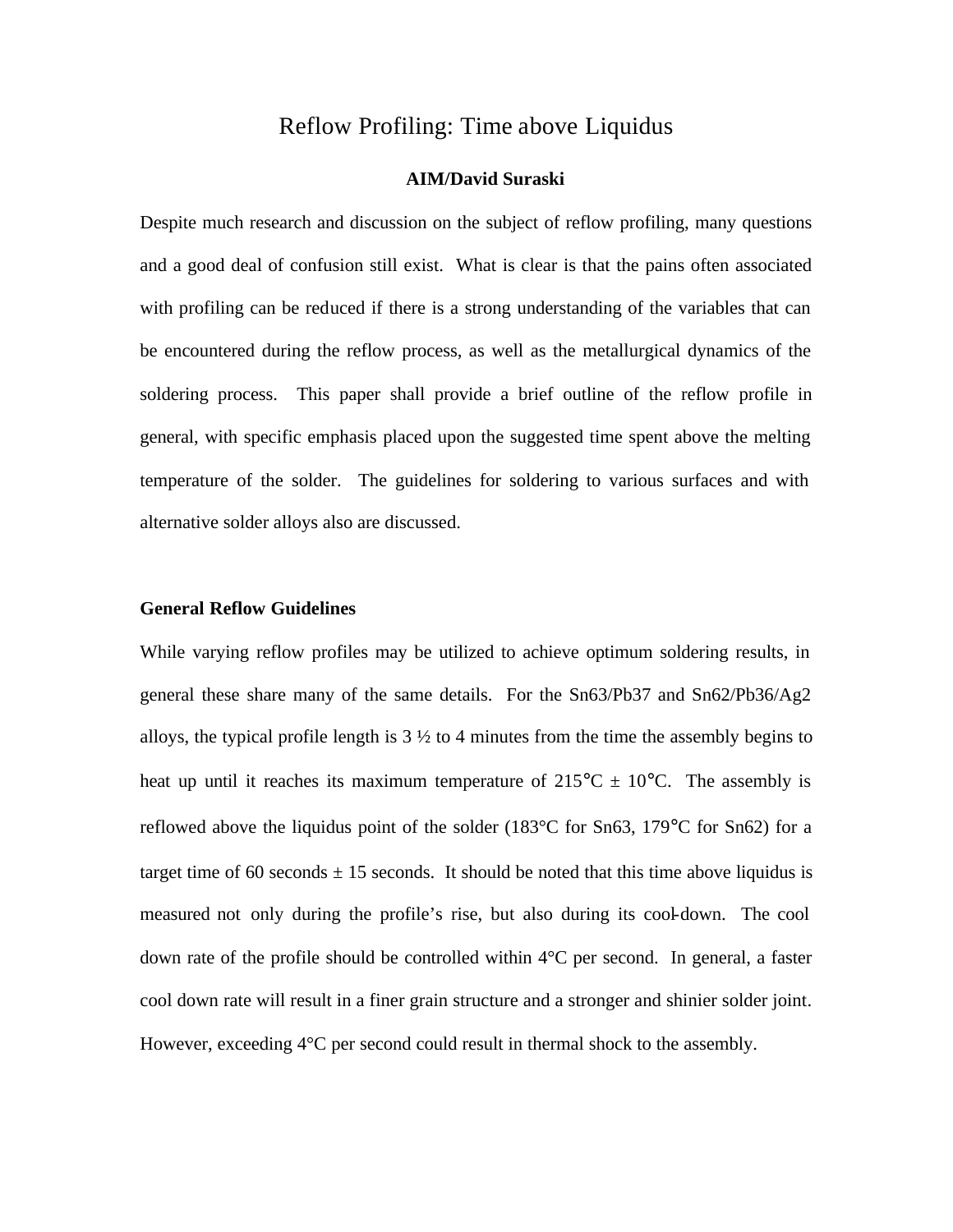# Reflow Profiling: Time above Liquidus

**AIM/David Suraski**

Despite much research and discussion on the subject of reflow profiling, many questions and a good deal of confusion still exist. What is clear is that the pains often associated with profiling can be reduced if there is a strong understanding of the variables that can be encountered during the reflow process, as well as the metallurgical dynamics of the soldering process. This paper shall provide a brief outline of the reflow profile in general, with specific emphasis placed upon the suggested time spent above the melting temperature of the solder. The guidelines for soldering to various surfaces and with alternative solder alloys also are discussed.

## General Reflow Guidelines

While varying reflow profiles may be utilized to achieve optimum soldering results, in general these share many of the same details. For the Sn63/Pb37 and Sn62/Pb36/Ag2 alloys, the typical profile length is 3 ½ to 4 minutes from the time the assembly begins to heat up until it reaches its maximum temperature of 215°C ± 10°C. The assembly is reflowed above the liquidus point of the solder (183°C for Sn63, 179°C for Sn62) for a target time of 60 seconds ± 15 seconds. It should be noted that this time above liquidus is measured not only during the profile's rise, but also during its cool-down. The cool down rate of the profile should be controlled within 4°C per second. In general, a faster cool down rate will result in a finer grain structure and a stronger and shinier solder joint. However, exceeding 4°C per second could result in thermal shock to the assembly.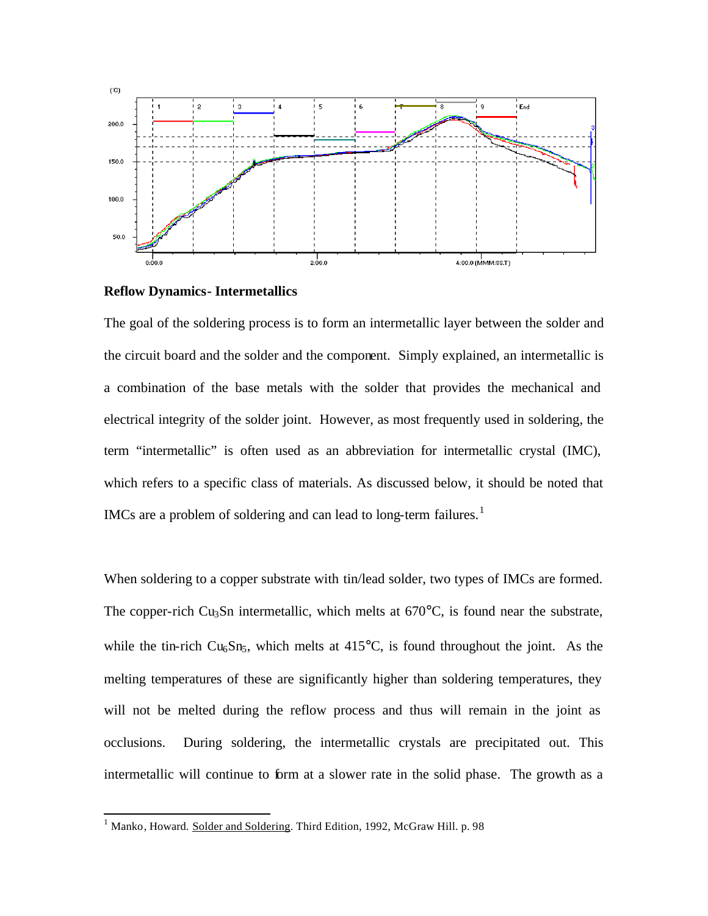**Reflow Dynamics- Intermetallics**

The goal of the soldering process is to form an intermetallic layer between the solder and the circuit board and the solder and the component. Simply explained, an intermetallic is a combination of the base metals with the solder that provides the mechanical and electrical integrity of the solder joint. However, as most frequently used in soldering, the term "intermetallic" is often used as an abbreviation for intermetallic crystal (IMC), which refers to a specific class of materials. As discussed below, it should be noted that IMCs are a problem of soldering and can lead to long-term failures.[1]

When soldering to a copper substrate with tin/lead solder, two types of IMCs are formed. The copper-rich $Cu_3Sn$ intermetallic, which melts at 670°C, is found near the substrate, while the tin-rich $Cu_6Sn_5$, which melts at 415°C, is found throughout the joint. As the melting temperatures of these are significantly higher than soldering temperatures, they will not be melted during the reflow process and thus will remain in the joint as occlusions. During soldering, the intermetallic crystals are precipitated out. This intermetallic will continue to form at a slower rate in the solid phase. The growth as a

[1] Manko, Howard. Solder and Soldering. Third Edition, 1992, McGraw Hill. p. 98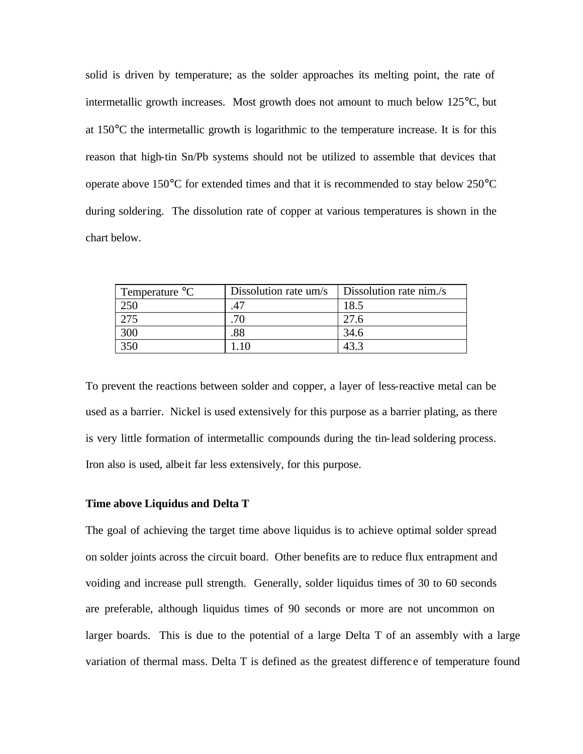solid is driven by temperature; as the solder approaches its melting point, the rate of intermetallic growth increases. Most growth does not amount to much below 125°C, but at 150°C the intermetallic growth is logarithmic to the temperature increase. It is for this reason that high-tin Sn/Pb systems should not be utilized to assemble that devices that operate above 150°C for extended times and that it is recommended to stay below 250°C during soldering. The dissolution rate of copper at various temperatures is shown in the chart below.

| Temperature °C | Dissolution rate um/s | Dissolution rate nim./s |
|---|---|---|
| 250 | .47 | 18.5 |
| 275 | .70 | 27.6 |
| 300 | .88 | 34.6 |
| 350 | 1.10 | 43.3 |

To prevent the reactions between solder and copper, a layer of less-reactive metal can be used as a barrier. Nickel is used extensively for this purpose as a barrier plating, as there is very little formation of intermetallic compounds during the tin-lead soldering process. Iron also is used, albeit far less extensively, for this purpose.

**Time above Liquidus and Delta T**

The goal of achieving the target time above liquidus is to achieve optimal solder spread on solder joints across the circuit board. Other benefits are to reduce flux entrapment and voiding and increase pull strength. Generally, solder liquidus times of 30 to 60 seconds are preferable, although liquidus times of 90 seconds or more are not uncommon on larger boards. This is due to the potential of a large Delta T of an assembly with a large variation of thermal mass. Delta T is defined as the greatest difference of temperature found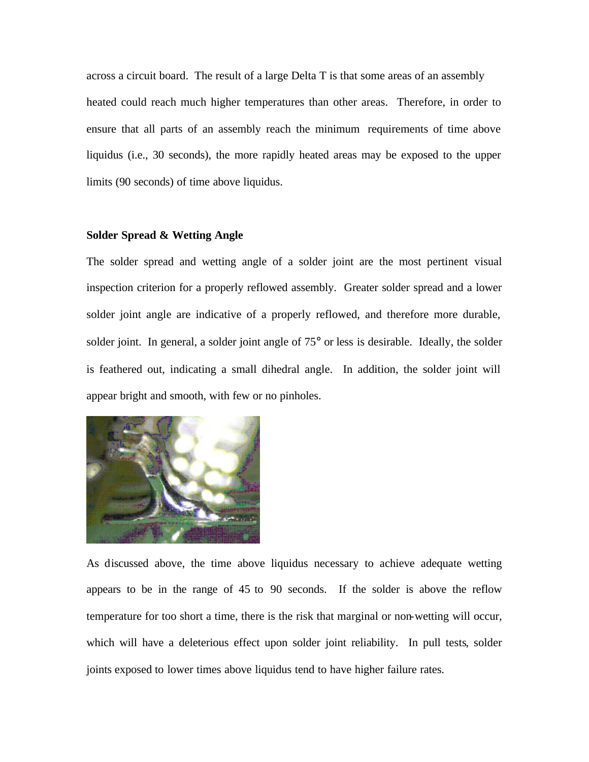across a circuit board. The result of a large Delta T is that some areas of an assembly heated could reach much higher temperatures than other areas. Therefore, in order to ensure that all parts of an assembly reach the minimum requirements of time above liquidus (i.e., 30 seconds), the more rapidly heated areas may be exposed to the upper limits (90 seconds) of time above liquidus.

**Solder Spread & Wetting Angle**

The solder spread and wetting angle of a solder joint are the most pertinent visual inspection criterion for a properly reflowed assembly. Greater solder spread and a lower solder joint angle are indicative of a properly reflowed, and therefore more durable, solder joint. In general, a solder joint angle of 75° or less is desirable. Ideally, the solder is feathered out, indicating a small dihedral angle. In addition, the solder joint will appear bright and smooth, with few or no pinholes.

As discussed above, the time above liquidus necessary to achieve adequate wetting appears to be in the range of 45 to 90 seconds. If the solder is above the reflow temperature for too short a time, there is the risk that marginal or non-wetting will occur, which will have a deleterious effect upon solder joint reliability. In pull tests, solder joints exposed to lower times above liquidus tend to have higher failure rates.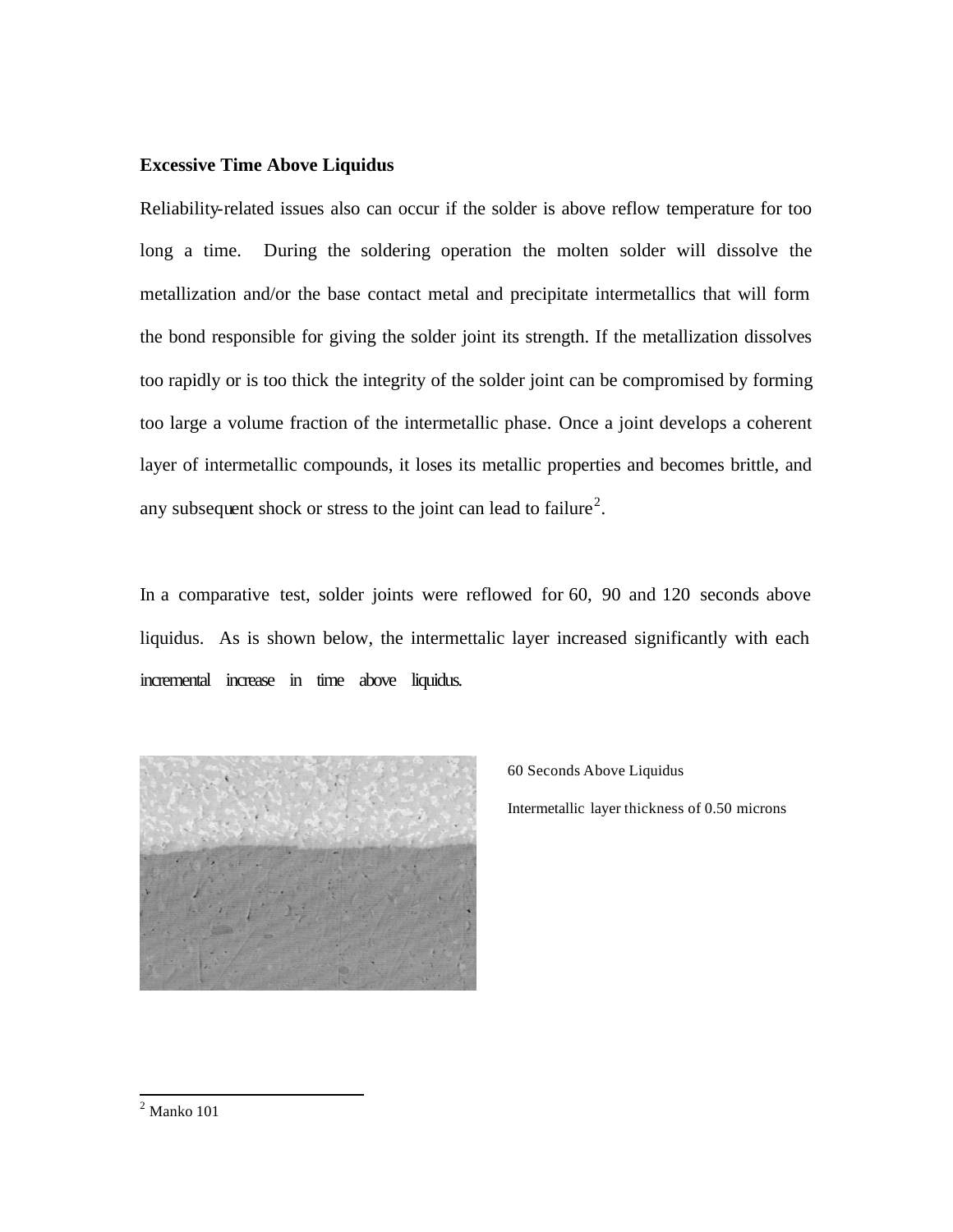**Excessive Time Above Liquidus**

Reliability-related issues also can occur if the solder is above reflow temperature for too long a time. During the soldering operation the molten solder will dissolve the metallization and/or the base contact metal and precipitate intermetallics that will form the bond responsible for giving the solder joint its strength. If the metallization dissolves too rapidly or is too thick the integrity of the solder joint can be compromised by forming too large a volume fraction of the intermetallic phase. Once a joint develops a coherent layer of intermetallic compounds, it loses its metallic properties and becomes brittle, and any subsequent shock or stress to the joint can lead to failure[2].

In a comparative test, solder joints were reflowed for 60, 90 and 120 seconds above liquidus. As is shown below, the intermettalic layer increased significantly with each incremental increase in time above liquidus.

60 Seconds Above Liquidus

Intermetallic layer thickness of 0.50 microns

[2] Manko 101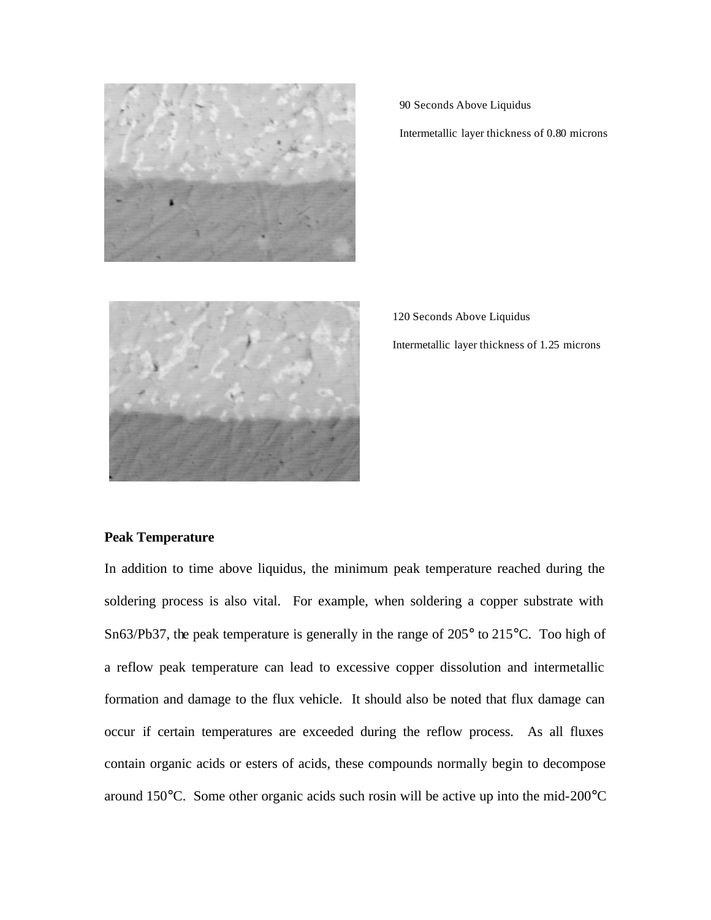90 Seconds Above Liquidus

Intermetallic layer thickness of 0.80 microns

120 Seconds Above Liquidus

Intermetallic layer thickness of 1.25 microns

**Peak Temperature**

In addition to time above liquidus, the minimum peak temperature reached during the soldering process is also vital. For example, when soldering a copper substrate with Sn63/Pb37, the peak temperature is generally in the range of 205° to 215°C. Too high of a reflow peak temperature can lead to excessive copper dissolution and intermetallic formation and damage to the flux vehicle. It should also be noted that flux damage can occur if certain temperatures are exceeded during the reflow process. As all fluxes contain organic acids or esters of acids, these compounds normally begin to decompose around 150°C. Some other organic acids such rosin will be active up into the mid-200°C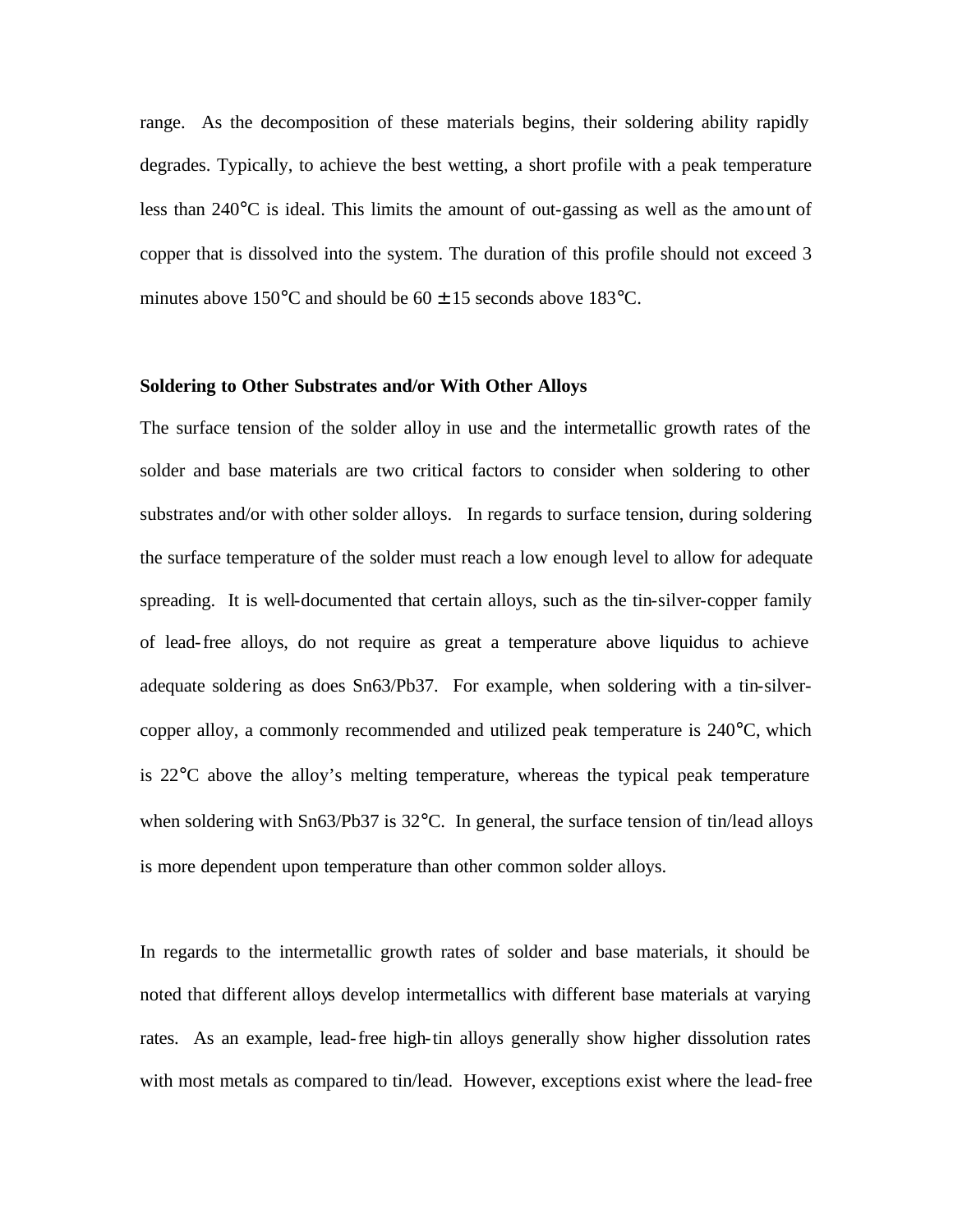range. As the decomposition of these materials begins, their soldering ability rapidly degrades. Typically, to achieve the best wetting, a short profile with a peak temperature less than 240°C is ideal. This limits the amount of out-gassing as well as the amount of copper that is dissolved into the system. The duration of this profile should not exceed 3 minutes above 150°C and should be 60 ± 15 seconds above 183°C.

**Soldering to Other Substrates and/or With Other Alloys**

The surface tension of the solder alloy in use and the intermetallic growth rates of the solder and base materials are two critical factors to consider when soldering to other substrates and/or with other solder alloys. In regards to surface tension, during soldering the surface temperature of the solder must reach a low enough level to allow for adequate spreading. It is well-documented that certain alloys, such as the tin-silver-copper family of lead-free alloys, do not require as great a temperature above liquidus to achieve adequate soldering as does Sn63/Pb37. For example, when soldering with a tin-silver-copper alloy, a commonly recommended and utilized peak temperature is 240°C, which is 22°C above the alloy's melting temperature, whereas the typical peak temperature when soldering with Sn63/Pb37 is 32°C. In general, the surface tension of tin/lead alloys is more dependent upon temperature than other common solder alloys.

In regards to the intermetallic growth rates of solder and base materials, it should be noted that different alloys develop intermetallics with different base materials at varying rates. As an example, lead-free high-tin alloys generally show higher dissolution rates with most metals as compared to tin/lead. However, exceptions exist where the lead-free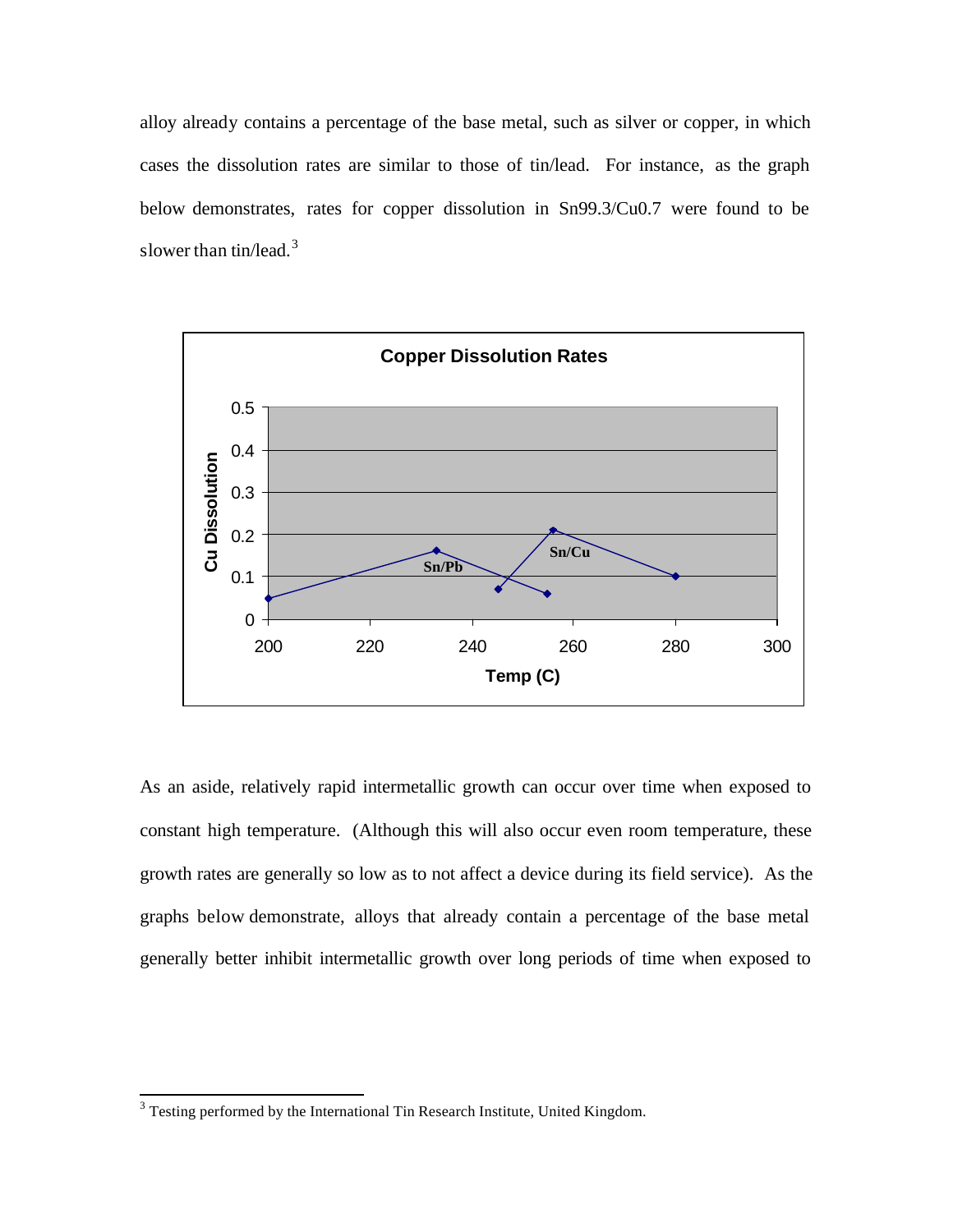alloy already contains a percentage of the base metal, such as silver or copper, in which cases the dissolution rates are similar to those of tin/lead. For instance, as the graph below demonstrates, rates for copper dissolution in Sn99.3/Cu0.7 were found to be slower than tin/lead.[3]

As an aside, relatively rapid intermetallic growth can occur over time when exposed to constant high temperature. (Although this will also occur even room temperature, these growth rates are generally so low as to not affect a device during its field service). As the graphs below demonstrate, alloys that already contain a percentage of the base metal generally better inhibit intermetallic growth over long periods of time when exposed to

[3] Testing performed by the International Tin Research Institute, United Kingdom.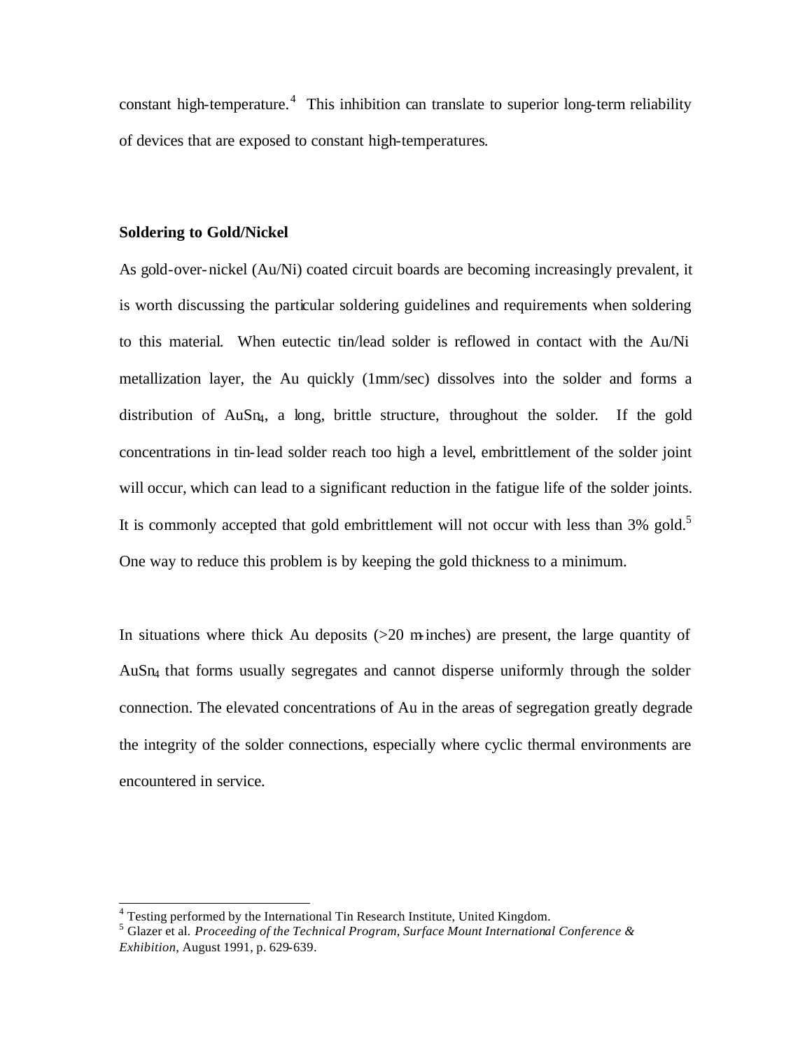constant high-temperature.[4] This inhibition can translate to superior long-term reliability of devices that are exposed to constant high-temperatures.

**Soldering to Gold/Nickel**

As gold-over-nickel (Au/Ni) coated circuit boards are becoming increasingly prevalent, it is worth discussing the particular soldering guidelines and requirements when soldering to this material. When eutectic tin/lead solder is reflowed in contact with the Au/Ni metallization layer, the Au quickly (1mm/sec) dissolves into the solder and forms a distribution of $AuSn_4$, a long, brittle structure, throughout the solder. If the gold concentrations in tin-lead solder reach too high a level, embrittlement of the solder joint will occur, which can lead to a significant reduction in the fatigue life of the solder joints. It is commonly accepted that gold embrittlement will not occur with less than 3% gold.[5] One way to reduce this problem is by keeping the gold thickness to a minimum.

In situations where thick Au deposits (>20 m-inches) are present, the large quantity of $AuSn_4$ that forms usually segregates and cannot disperse uniformly through the solder connection. The elevated concentrations of Au in the areas of segregation greatly degrade the integrity of the solder connections, especially where cyclic thermal environments are encountered in service.

---

[4] Testing performed by the International Tin Research Institute, United Kingdom.
[5] Glazer et al. *Proceeding of the Technical Program, Surface Mount International Conference & Exhibition*, August 1991, p. 629-639.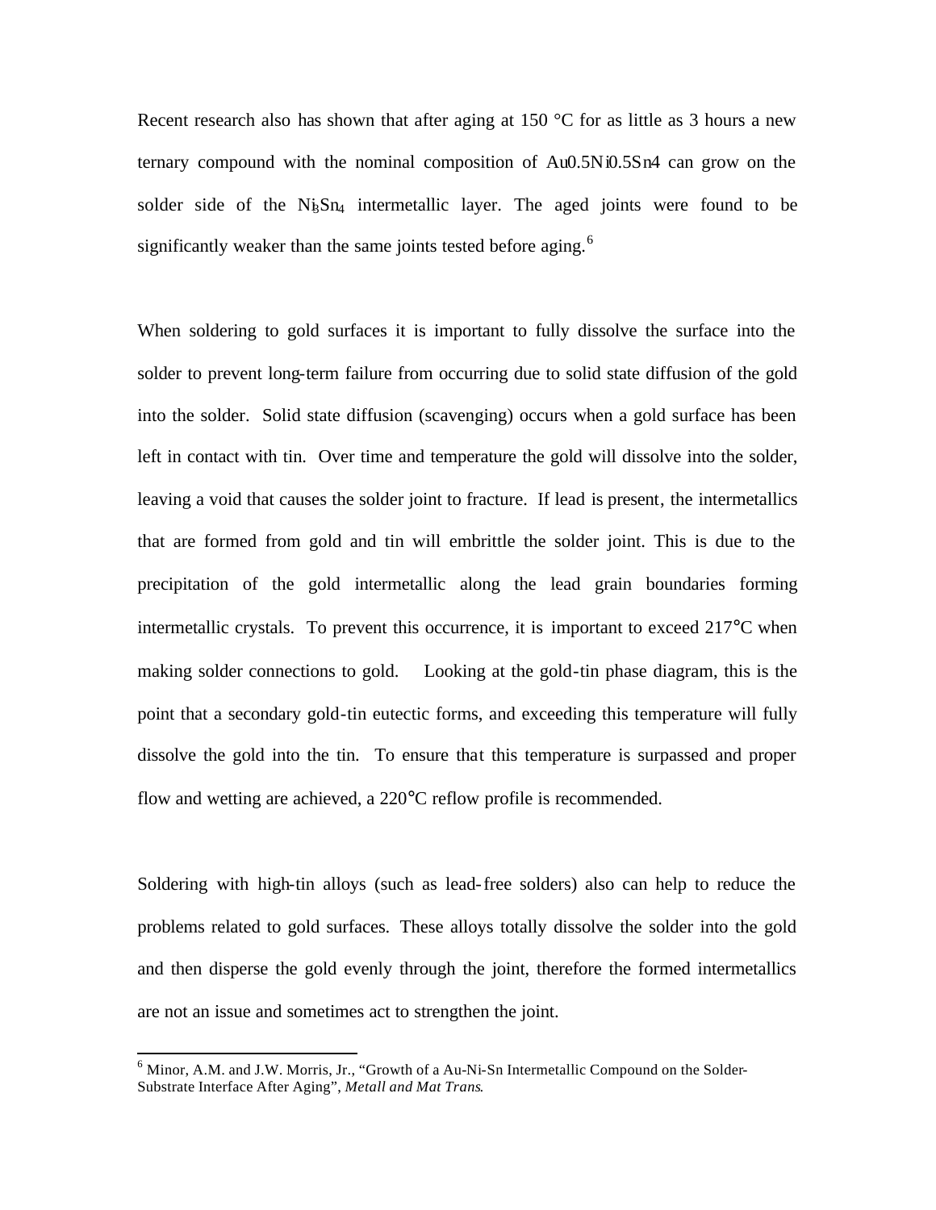Recent research also has shown that after aging at 150 °C for as little as 3 hours a new ternary compound with the nominal composition of $Au_{0.5}Ni_{0.5}Sn_4$ can grow on the solder side of the $Ni_3Sn_4$ intermetallic layer. The aged joints were found to be significantly weaker than the same joints tested before aging.[6]

When soldering to gold surfaces it is important to fully dissolve the surface into the solder to prevent long-term failure from occurring due to solid state diffusion of the gold into the solder. Solid state diffusion (scavenging) occurs when a gold surface has been left in contact with tin. Over time and temperature the gold will dissolve into the solder, leaving a void that causes the solder joint to fracture. If lead is present, the intermetallics that are formed from gold and tin will embrittle the solder joint. This is due to the precipitation of the gold intermetallic along the lead grain boundaries forming intermetallic crystals. To prevent this occurrence, it is important to exceed 217°C when making solder connections to gold. Looking at the gold-tin phase diagram, this is the point that a secondary gold-tin eutectic forms, and exceeding this temperature will fully dissolve the gold into the tin. To ensure that this temperature is surpassed and proper flow and wetting are achieved, a 220°C reflow profile is recommended.

Soldering with high-tin alloys (such as lead-free solders) also can help to reduce the problems related to gold surfaces. These alloys totally dissolve the solder into the gold and then disperse the gold evenly through the joint, therefore the formed intermetallics are not an issue and sometimes act to strengthen the joint.

---

[6] Minor, A.M. and J.W. Morris, Jr., "Growth of a Au-Ni-Sn Intermetallic Compound on the Solder-Substrate Interface After Aging", *Metall and Mat Trans*.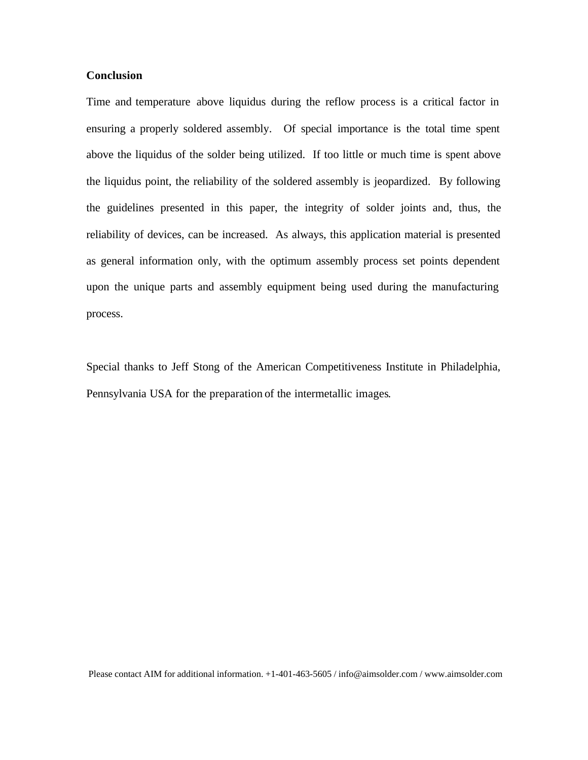## Conclusion

Time and temperature above liquidus during the reflow process is a critical factor in ensuring a properly soldered assembly. Of special importance is the total time spent above the liquidus of the solder being utilized. If too little or much time is spent above the liquidus point, the reliability of the soldered assembly is jeopardized. By following the guidelines presented in this paper, the integrity of solder joints and, thus, the reliability of devices, can be increased. As always, this application material is presented as general information only, with the optimum assembly process set points dependent upon the unique parts and assembly equipment being used during the manufacturing process.

Special thanks to Jeff Stong of the American Competitiveness Institute in Philadelphia, Pennsylvania USA for the preparation of the intermetallic images.

Please contact AIM for additional information. +1-401-463-5605 / info@aimsolder.com / www.aimsolder.com